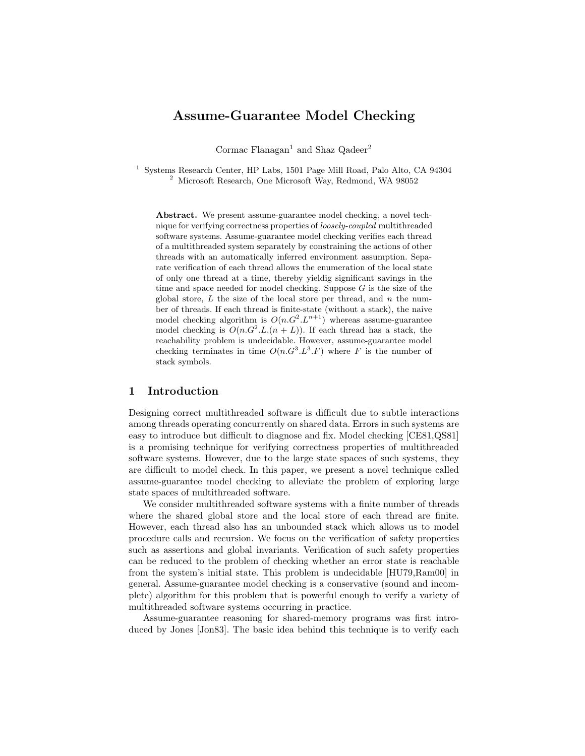# Assume-Guarantee Model Checking

Cormac Flanagan[1] and Shaz Qadeer[2]

[1] Systems Research Center, HP Labs, 1501 Page Mill Road, Palo Alto, CA 94304
[2] Microsoft Research, One Microsoft Way, Redmond, WA 98052

**Abstract.** We present assume-guarantee model checking, a novel technique for verifying correctness properties of *loosely-coupled* multithreaded software systems. Assume-guarantee model checking verifies each thread of a multithreaded system separately by constraining the actions of other threads with an automatically inferred environment assumption. Separate verification of each thread allows the enumeration of the local state of only one thread at a time, thereby yieldig significant savings in the time and space needed for model checking. Suppose $G$ is the size of the global store, $L$ the size of the local store per thread, and $n$ the number of threads. If each thread is finite-state (without a stack), the naive model checking algorithm is $O(n.G^2.L^{n+1})$ whereas assume-guarantee model checking is $O(n.G^2.L.(n + L))$. If each thread has a stack, the reachability problem is undecidable. However, assume-guarantee model checking terminates in time $O(n.G^3.L^3.F)$ where $F$ is the number of stack symbols.

## 1 Introduction

Designing correct multithreaded software is difficult due to subtle interactions among threads operating concurrently on shared data. Errors in such systems are easy to introduce but difficult to diagnose and fix. Model checking [CE81,QS81] is a promising technique for verifying correctness properties of multithreaded software systems. However, due to the large state spaces of such systems, they are difficult to model check. In this paper, we present a novel technique called assume-guarantee model checking to alleviate the problem of exploring large state spaces of multithreaded software.

We consider multithreaded software systems with a finite number of threads where the shared global store and the local store of each thread are finite. However, each thread also has an unbounded stack which allows us to model procedure calls and recursion. We focus on the verification of safety properties such as assertions and global invariants. Verification of such safety properties can be reduced to the problem of checking whether an error state is reachable from the system's initial state. This problem is undecidable [HU79,Ram00] in general. Assume-guarantee model checking is a conservative (sound and incomplete) algorithm for this problem that is powerful enough to verify a variety of multithreaded software systems occurring in practice.

Assume-guarantee reasoning for shared-memory programs was first introduced by Jones [Jon83]. The basic idea behind this technique is to verify each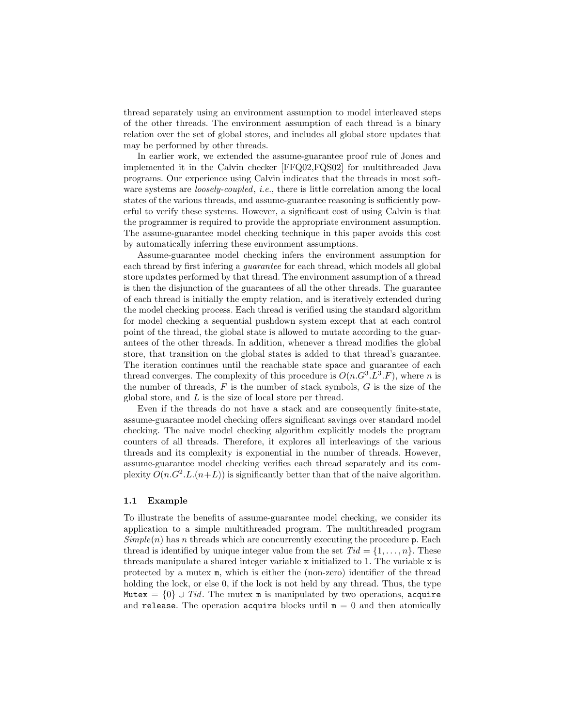thread separately using an environment assumption to model interleaved steps of the other threads. The environment assumption of each thread is a binary relation over the set of global stores, and includes all global store updates that may be performed by other threads.

In earlier work, we extended the assume-guarantee proof rule of Jones and implemented it in the Calvin checker [FFQ02,FQS02] for multithreaded Java programs. Our experience using Calvin indicates that the threads in most software systems are *loosely-coupled*, *i.e.*, there is little correlation among the local states of the various threads, and assume-guarantee reasoning is sufficiently powerful to verify these systems. However, a significant cost of using Calvin is that the programmer is required to provide the appropriate environment assumption. The assume-guarantee model checking technique in this paper avoids this cost by automatically inferring these environment assumptions.

Assume-guarantee model checking infers the environment assumption for each thread by first infering a *guarantee* for each thread, which models all global store updates performed by that thread. The environment assumption of a thread is then the disjunction of the guarantees of all the other threads. The guarantee of each thread is initially the empty relation, and is iteratively extended during the model checking process. Each thread is verified using the standard algorithm for model checking a sequential pushdown system except that at each control point of the thread, the global state is allowed to mutate according to the guarantees of the other threads. In addition, whenever a thread modifies the global store, that transition on the global states is added to that thread's guarantee. The iteration continues until the reachable state space and guarantee of each thread converges. The complexity of this procedure is $O(n.G^3.L^3.F)$, where $n$ is the number of threads, $F$ is the number of stack symbols, $G$ is the size of the global store, and $L$ is the size of local store per thread.

Even if the threads do not have a stack and are consequently finite-state, assume-guarantee model checking offers significant savings over standard model checking. The naive model checking algorithm explicitly models the program counters of all threads. Therefore, it explores all interleavings of the various threads and its complexity is exponential in the number of threads. However, assume-guarantee model checking verifies each thread separately and its complexity $O(n.G^2.L.(n+L))$ is significantly better than that of the naive algorithm.

### 1.1 Example

To illustrate the benefits of assume-guarantee model checking, we consider its application to a simple multithreaded program. The multithreaded program *Simple*($n$) has $n$ threads which are concurrently executing the procedure `p`. Each thread is identified by unique integer value from the set $Tid = \{1, \ldots, n\}$. These threads manipulate a shared integer variable `x` initialized to 1. The variable `x` is protected by a mutex `m`, which is either the (non-zero) identifier of the thread holding the lock, or else 0, if the lock is not held by any thread. Thus, the type `Mutex` $= \{0\} \cup Tid$. The mutex `m` is manipulated by two operations, `acquire` and `release`. The operation `acquire` blocks until `m` $= 0$ and then atomically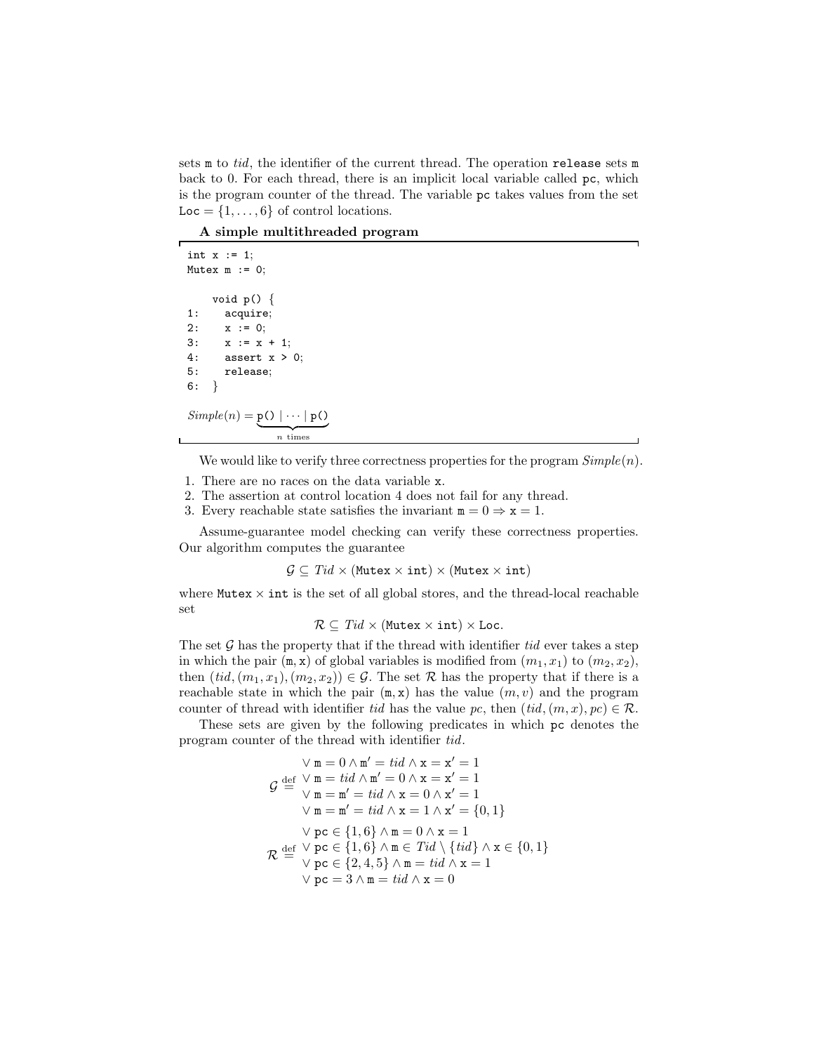sets `m` to *tid*, the identifier of the current thread. The operation `release` sets `m` back to 0. For each thread, there is an implicit local variable called `pc`, which is the program counter of the thread. The variable `pc` takes values from the set $\texttt{Loc} = \{1, \ldots, 6\}$ of control locations.

**A simple multithreaded program**

```
int x := 1;
Mutex m := 0;

    void p() {
1:    acquire;
2:    x := 0;
3:    x := x + 1;
4:    assert x > 0;
5:    release;
6:  }
```

$$Simple(n) = \underbrace{\texttt{p()} \mid \cdots \mid \texttt{p()}}_{n \text{ times}}$$

We would like to verify three correctness properties for the program $Simple(n)$.

1. There are no races on the data variable `x`.
2. The assertion at control location 4 does not fail for any thread.
3. Every reachable state satisfies the invariant $\texttt{m} = 0 \Rightarrow \texttt{x} = 1$.

Assume-guarantee model checking can verify these correctness properties. Our algorithm computes the guarantee

$$\mathcal{G} \subseteq Tid \times (\texttt{Mutex} \times \texttt{int}) \times (\texttt{Mutex} \times \texttt{int})$$

where $\texttt{Mutex} \times \texttt{int}$ is the set of all global stores, and the thread-local reachable set

$$\mathcal{R} \subseteq Tid \times (\texttt{Mutex} \times \texttt{int}) \times \texttt{Loc}.$$

The set $\mathcal{G}$ has the property that if the thread with identifier *tid* ever takes a step in which the pair $(\texttt{m}, \texttt{x})$ of global variables is modified from $(m_1, x_1)$ to $(m_2, x_2)$, then $(tid, (m_1, x_1), (m_2, x_2)) \in \mathcal{G}$. The set $\mathcal{R}$ has the property that if there is a reachable state in which the pair $(\texttt{m}, \texttt{x})$ has the value $(m, v)$ and the program counter of thread with identifier *tid* has the value *pc*, then $(tid, (m, x), pc) \in \mathcal{R}$.

These sets are given by the following predicates in which `pc` denotes the program counter of the thread with identifier *tid*.

$$\mathcal{G} \stackrel{\text{def}}{=} \begin{array}{l} \vee\; \texttt{m} = 0 \wedge \texttt{m}' = tid \wedge \texttt{x} = \texttt{x}' = 1 \\ \vee\; \texttt{m} = tid \wedge \texttt{m}' = 0 \wedge \texttt{x} = \texttt{x}' = 1 \\ \vee\; \texttt{m} = \texttt{m}' = tid \wedge \texttt{x} = 0 \wedge \texttt{x}' = 1 \\ \vee\; \texttt{m} = \texttt{m}' = tid \wedge \texttt{x} = 1 \wedge \texttt{x}' = \{0, 1\} \end{array}$$

$$\mathcal{R} \stackrel{\text{def}}{=} \begin{array}{l} \vee\; \texttt{pc} \in \{1, 6\} \wedge \texttt{m} = 0 \wedge \texttt{x} = 1 \\ \vee\; \texttt{pc} \in \{1, 6\} \wedge \texttt{m} \in Tid \setminus \{tid\} \wedge \texttt{x} \in \{0, 1\} \\ \vee\; \texttt{pc} \in \{2, 4, 5\} \wedge \texttt{m} = tid \wedge \texttt{x} = 1 \\ \vee\; \texttt{pc} = 3 \wedge \texttt{m} = tid \wedge \texttt{x} = 0 \end{array}$$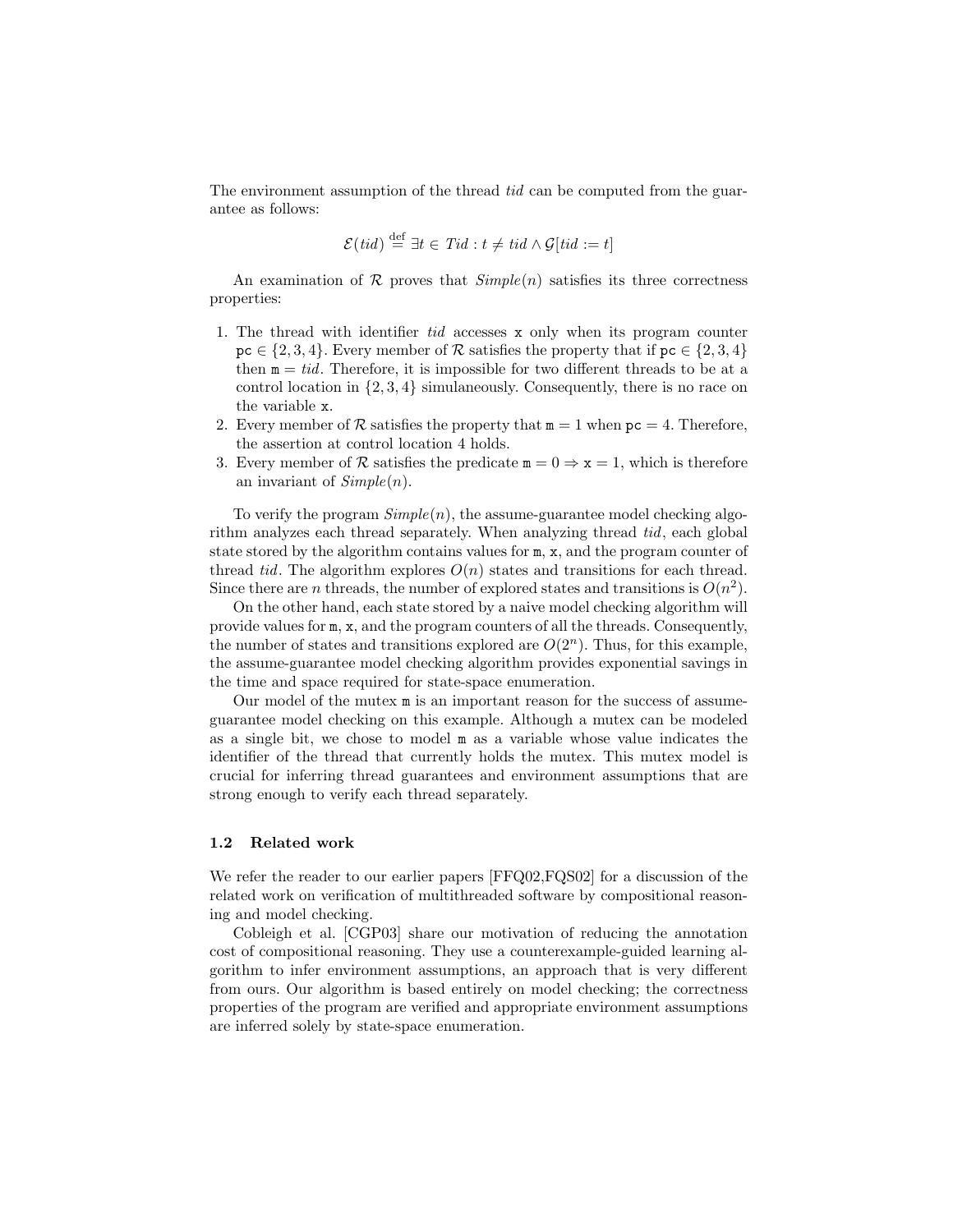The environment assumption of the thread *tid* can be computed from the guarantee as follows:

$$\mathcal{E}(tid) \stackrel{\text{def}}{=} \exists t \in Tid : t \neq tid \wedge \mathcal{G}[tid := t]$$

An examination of $\mathcal{R}$ proves that *Simple*($n$) satisfies its three correctness properties:

1. The thread with identifier *tid* accesses `x` only when its program counter $\texttt{pc} \in \{2, 3, 4\}$. Every member of $\mathcal{R}$ satisfies the property that if $\texttt{pc} \in \{2, 3, 4\}$ then $\texttt{m} = tid$. Therefore, it is impossible for two different threads to be at a control location in $\{2, 3, 4\}$ simulaneously. Consequently, there is no race on the variable `x`.
2. Every member of $\mathcal{R}$ satisfies the property that $\texttt{m} = 1$ when $\texttt{pc} = 4$. Therefore, the assertion at control location 4 holds.
3. Every member of $\mathcal{R}$ satisfies the predicate $\texttt{m} = 0 \Rightarrow \texttt{x} = 1$, which is therefore an invariant of *Simple*($n$).

To verify the program *Simple*($n$), the assume-guarantee model checking algorithm analyzes each thread separately. When analyzing thread *tid*, each global state stored by the algorithm contains values for `m`, `x`, and the program counter of thread *tid*. The algorithm explores $O(n)$ states and transitions for each thread. Since there are $n$ threads, the number of explored states and transitions is $O(n^2)$.

On the other hand, each state stored by a naive model checking algorithm will provide values for `m`, `x`, and the program counters of all the threads. Consequently, the number of states and transitions explored are $O(2^n)$. Thus, for this example, the assume-guarantee model checking algorithm provides exponential savings in the time and space required for state-space enumeration.

Our model of the mutex `m` is an important reason for the success of assume-guarantee model checking on this example. Although a mutex can be modeled as a single bit, we chose to model `m` as a variable whose value indicates the identifier of the thread that currently holds the mutex. This mutex model is crucial for inferring thread guarantees and environment assumptions that are strong enough to verify each thread separately.

### 1.2 Related work

We refer the reader to our earlier papers [FFQ02,FQS02] for a discussion of the related work on verification of multithreaded software by compositional reasoning and model checking.

Cobleigh et al. [CGP03] share our motivation of reducing the annotation cost of compositional reasoning. They use a counterexample-guided learning algorithm to infer environment assumptions, an approach that is very different from ours. Our algorithm is based entirely on model checking; the correctness properties of the program are verified and appropriate environment assumptions are inferred solely by state-space enumeration.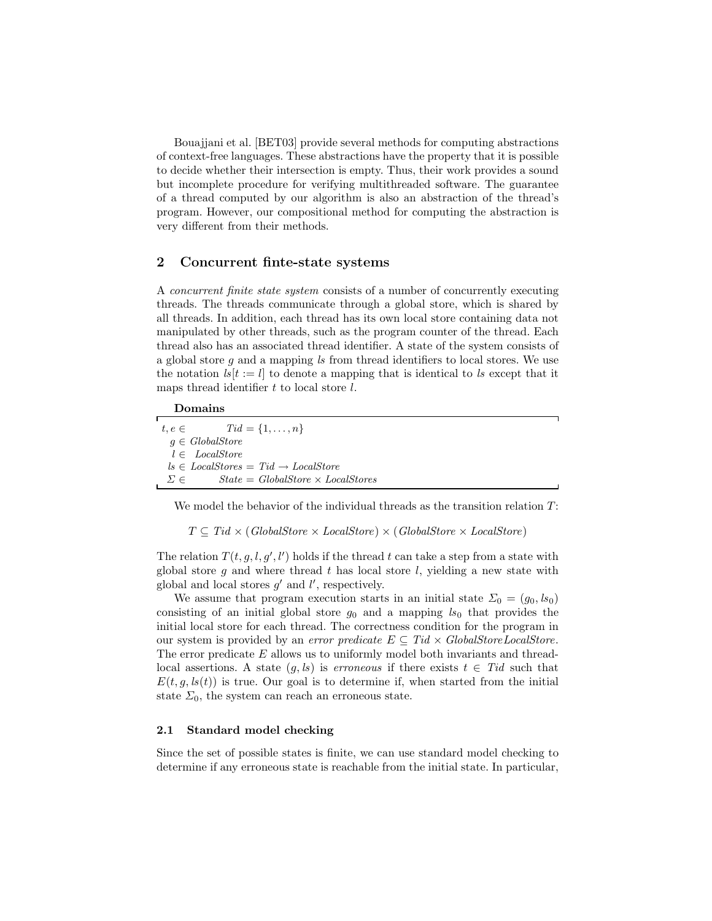Bouajjani et al. [BET03] provide several methods for computing abstractions of context-free languages. These abstractions have the property that it is possible to decide whether their intersection is empty. Thus, their work provides a sound but incomplete procedure for verifying multithreaded software. The guarantee of a thread computed by our algorithm is also an abstraction of the thread's program. However, our compositional method for computing the abstraction is very different from their methods.

## 2 Concurrent finte-state systems

A *concurrent finite state system* consists of a number of concurrently executing threads. The threads communicate through a global store, which is shared by all threads. In addition, each thread has its own local store containing data not manipulated by other threads, such as the program counter of the thread. Each thread also has an associated thread identifier. A state of the system consists of a global store $g$ and a mapping $ls$ from thread identifiers to local stores. We use the notation $ls[t := l]$ to denote a mapping that is identical to $ls$ except that it maps thread identifier $t$ to local store $l$.

**Domains**

$$
\begin{aligned}
t, e &\in Tid = \{1, \ldots, n\} \\
g &\in GlobalStore \\
l &\in LocalStore \\
ls &\in LocalStores = Tid \rightarrow LocalStore \\
\Sigma &\in State = GlobalStore \times LocalStores
\end{aligned}
$$

We model the behavior of the individual threads as the transition relation $T$:

$$T \subseteq Tid \times (GlobalStore \times LocalStore) \times (GlobalStore \times LocalStore)$$

The relation $T(t, g, l, g', l')$ holds if the thread $t$ can take a step from a state with global store $g$ and where thread $t$ has local store $l$, yielding a new state with global and local stores $g'$ and $l'$, respectively.

We assume that program execution starts in an initial state $\Sigma_0 = (g_0, ls_0)$ consisting of an initial global store $g_0$ and a mapping $ls_0$ that provides the initial local store for each thread. The correctness condition for the program in our system is provided by an *error predicate* $E \subseteq Tid \times GlobalStoreLocalStore$. The error predicate $E$ allows us to uniformly model both invariants and thread-local assertions. A state $(g, ls)$ is *erroneous* if there exists $t \in Tid$ such that $E(t, g, ls(t))$ is true. Our goal is to determine if, when started from the initial state $\Sigma_0$, the system can reach an erroneous state.

### 2.1 Standard model checking

Since the set of possible states is finite, we can use standard model checking to determine if any erroneous state is reachable from the initial state. In particular,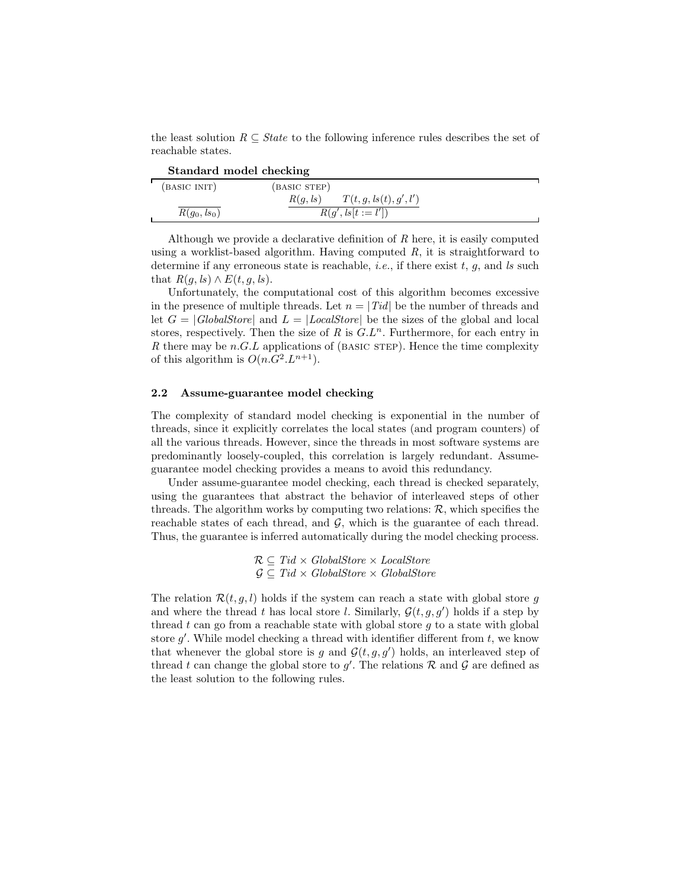the least solution $R \subseteq \mathit{State}$ to the following inference rules describes the set of reachable states.

**Standard model checking**

(BASIC INIT)

$$\frac{}{R(g_0, ls_0)}$$

(BASIC STEP)

$$\frac{R(g, ls) \qquad T(t, g, ls(t), g', l')}{R(g', ls[t := l'])}$$

Although we provide a declarative definition of $R$ here, it is easily computed using a worklist-based algorithm. Having computed $R$, it is straightforward to determine if any erroneous state is reachable, *i.e.*, if there exist $t$, $g$, and $ls$ such that $R(g, ls) \wedge E(t, g, ls)$.

Unfortunately, the computational cost of this algorithm becomes excessive in the presence of multiple threads. Let $n = |\mathit{Tid}|$ be the number of threads and let $G = |\mathit{GlobalStore}|$ and $L = |\mathit{LocalStore}|$ be the sizes of the global and local stores, respectively. Then the size of $R$ is $G.L^n$. Furthermore, for each entry in $R$ there may be $n.G.L$ applications of (BASIC STEP). Hence the time complexity of this algorithm is $O(n.G^2.L^{n+1})$.

### 2.2 Assume-guarantee model checking

The complexity of standard model checking is exponential in the number of threads, since it explicitly correlates the local states (and program counters) of all the various threads. However, since the threads in most software systems are predominantly loosely-coupled, this correlation is largely redundant. Assume-guarantee model checking provides a means to avoid this redundancy.

Under assume-guarantee model checking, each thread is checked separately, using the guarantees that abstract the behavior of interleaved steps of other threads. The algorithm works by computing two relations: $\mathcal{R}$, which specifies the reachable states of each thread, and $\mathcal{G}$, which is the guarantee of each thread. Thus, the guarantee is inferred automatically during the model checking process.

$$\mathcal{R} \subseteq \mathit{Tid} \times \mathit{GlobalStore} \times \mathit{LocalStore}$$
$$\mathcal{G} \subseteq \mathit{Tid} \times \mathit{GlobalStore} \times \mathit{GlobalStore}$$

The relation $\mathcal{R}(t, g, l)$ holds if the system can reach a state with global store $g$ and where the thread $t$ has local store $l$. Similarly, $\mathcal{G}(t, g, g')$ holds if a step by thread $t$ can go from a reachable state with global store $g$ to a state with global store $g'$. While model checking a thread with identifier different from $t$, we know that whenever the global store is $g$ and $\mathcal{G}(t, g, g')$ holds, an interleaved step of thread $t$ can change the global store to $g'$. The relations $\mathcal{R}$ and $\mathcal{G}$ are defined as the least solution to the following rules.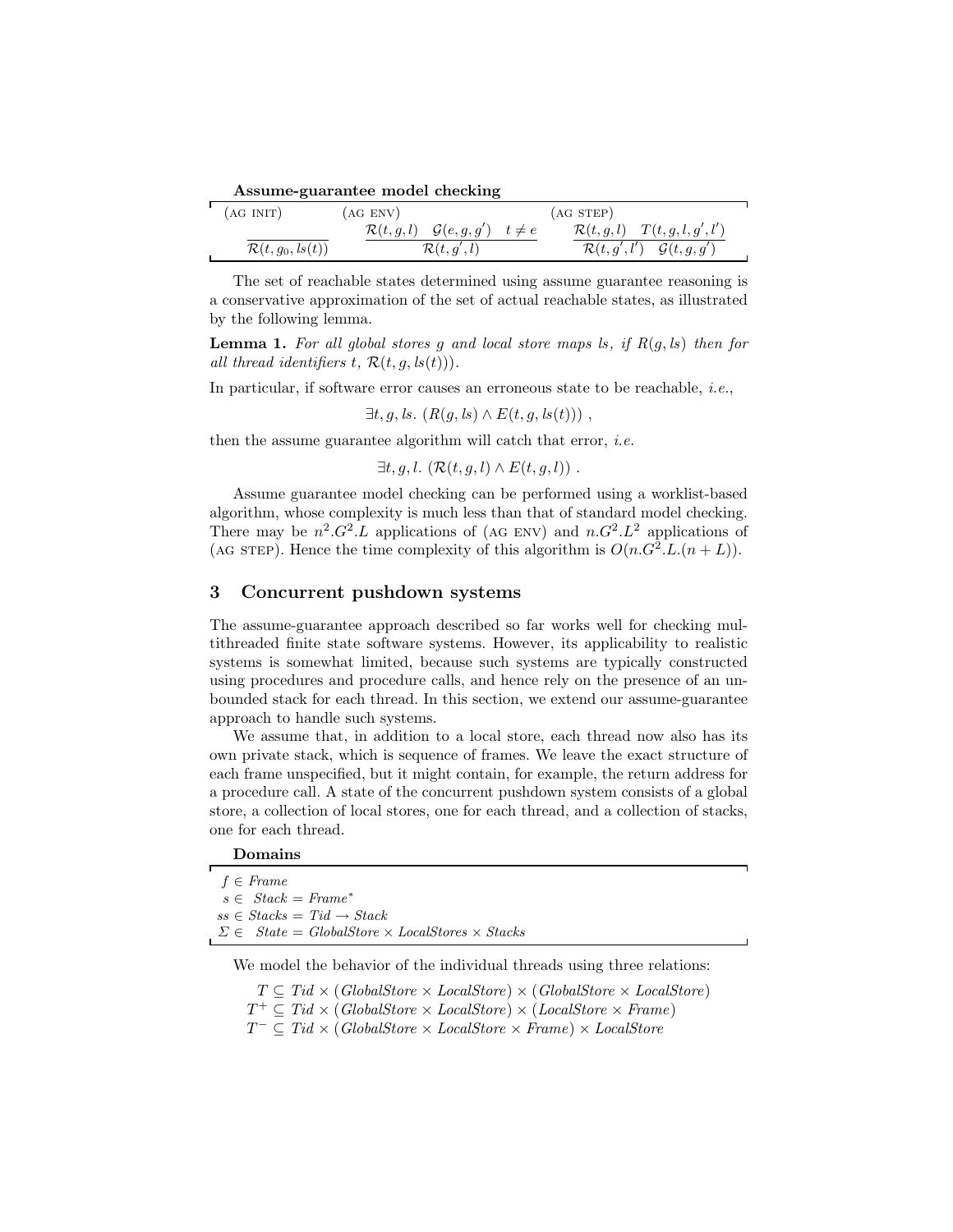**Assume-guarantee model checking**

$$\text{(AG INIT)}\quad \frac{}{\mathcal{R}(t, g_0, ls(t))} \qquad \text{(AG ENV)}\quad \frac{\mathcal{R}(t,g,l) \quad \mathcal{G}(e,g,g') \quad t \neq e}{\mathcal{R}(t,g',l)} \qquad \text{(AG STEP)}\quad \frac{\mathcal{R}(t,g,l) \quad T(t,g,l,g',l')}{\mathcal{R}(t,g',l') \quad \mathcal{G}(t,g,g')}$$

The set of reachable states determined using assume guarantee reasoning is a conservative approximation of the set of actual reachable states, as illustrated by the following lemma.

**Lemma 1.** *For all global stores $g$ and local store maps $ls$, if $R(g, ls)$ then for all thread identifiers $t$, $\mathcal{R}(t, g, ls(t))$).*

In particular, if software error causes an erroneous state to be reachable, *i.e.*,

$$\exists t, g, ls.\ (R(g, ls) \wedge E(t, g, ls(t)))\ ,$$

then the assume guarantee algorithm will catch that error, *i.e.*

$$\exists t, g, l.\ (\mathcal{R}(t, g, l) \wedge E(t, g, l))\ .$$

Assume guarantee model checking can be performed using a worklist-based algorithm, whose complexity is much less than that of standard model checking. There may be $n^2.G^2.L$ applications of (AG ENV) and $n.G^2.L^2$ applications of (AG STEP). Hence the time complexity of this algorithm is $O(n.G^2.L.(n + L))$.

## 3 Concurrent pushdown systems

The assume-guarantee approach described so far works well for checking multithreaded finite state software systems. However, its applicability to realistic systems is somewhat limited, because such systems are typically constructed using procedures and procedure calls, and hence rely on the presence of an unbounded stack for each thread. In this section, we extend our assume-guarantee approach to handle such systems.

We assume that, in addition to a local store, each thread now also has its own private stack, which is sequence of frames. We leave the exact structure of each frame unspecified, but it might contain, for example, the return address for a procedure call. A state of the concurrent pushdown system consists of a global store, a collection of local stores, one for each thread, and a collection of stacks, one for each thread.

**Domains**

$f \in \mathit{Frame}$
$s \in \ \mathit{Stack} = \mathit{Frame}^*$
$ss \in \mathit{Stacks} = \mathit{Tid} \rightarrow \mathit{Stack}$
$\Sigma \in \ \mathit{State} = \mathit{GlobalStore} \times \mathit{LocalStores} \times \mathit{Stacks}$

We model the behavior of the individual threads using three relations:

$$T \subseteq \mathit{Tid} \times (\mathit{GlobalStore} \times \mathit{LocalStore}) \times (\mathit{GlobalStore} \times \mathit{LocalStore})$$
$$T^+ \subseteq \mathit{Tid} \times (\mathit{GlobalStore} \times \mathit{LocalStore}) \times (\mathit{LocalStore} \times \mathit{Frame})$$
$$T^- \subseteq \mathit{Tid} \times (\mathit{GlobalStore} \times \mathit{LocalStore} \times \mathit{Frame}) \times \mathit{LocalStore}$$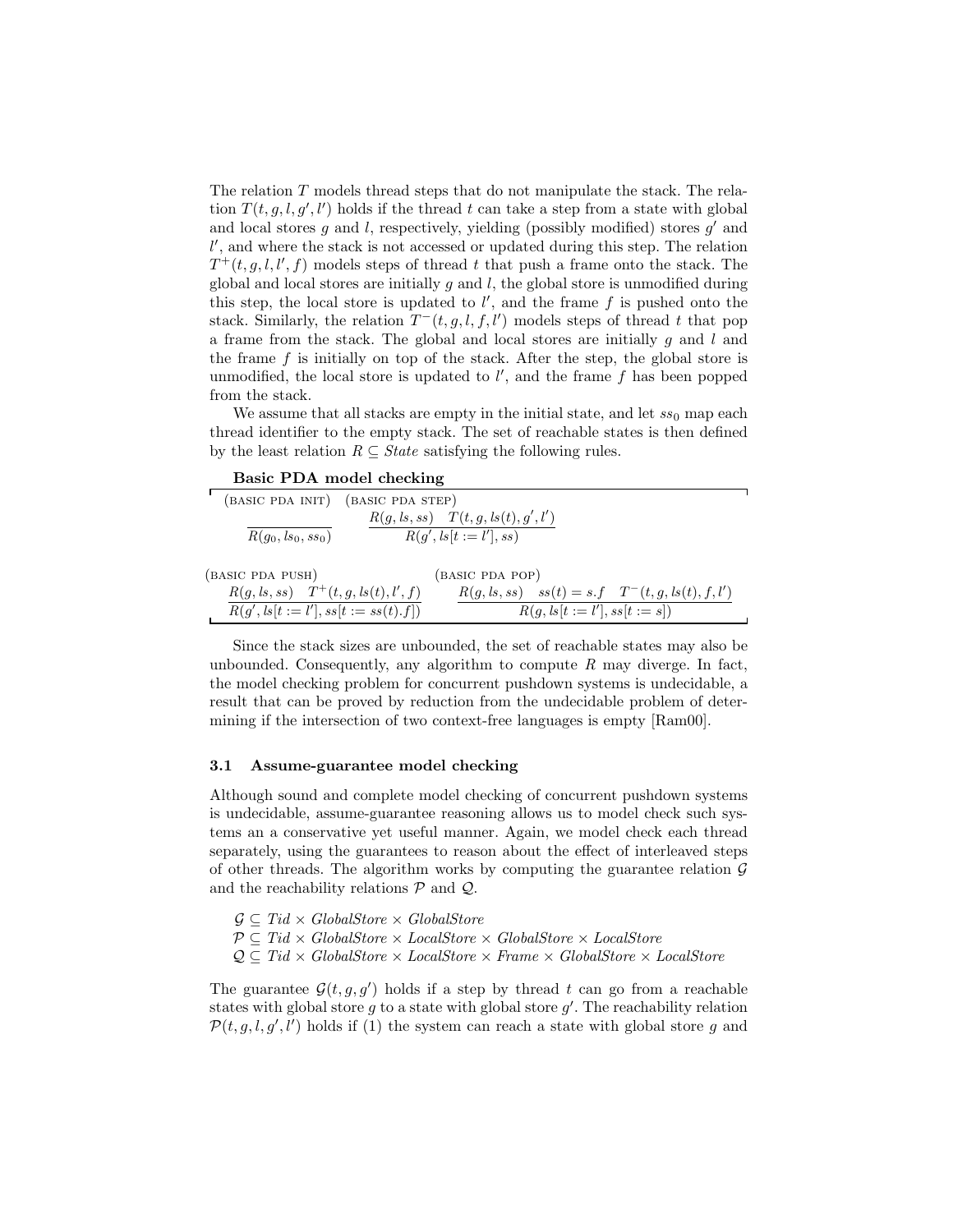The relation $T$ models thread steps that do not manipulate the stack. The relation $T(t, g, l, g', l')$ holds if the thread $t$ can take a step from a state with global and local stores $g$ and $l$, respectively, yielding (possibly modified) stores $g'$ and $l'$, and where the stack is not accessed or updated during this step. The relation $T^+(t, g, l, l', f)$ models steps of thread $t$ that push a frame onto the stack. The global and local stores are initially $g$ and $l$, the global store is unmodified during this step, the local store is updated to $l'$, and the frame $f$ is pushed onto the stack. Similarly, the relation $T^-(t, g, l, f, l')$ models steps of thread $t$ that pop a frame from the stack. The global and local stores are initially $g$ and $l$ and the frame $f$ is initially on top of the stack. After the step, the global store is unmodified, the local store is updated to $l'$, and the frame $f$ has been popped from the stack.

We assume that all stacks are empty in the initial state, and let $ss_0$ map each thread identifier to the empty stack. The set of reachable states is then defined by the least relation $R \subseteq \mathit{State}$ satisfying the following rules.

**Basic PDA model checking**

(BASIC PDA INIT)
$$\frac{}{R(g_0, ls_0, ss_0)}$$

(BASIC PDA STEP)
$$\frac{R(g, ls, ss) \quad T(t, g, ls(t), g', l')}{R(g', ls[t := l'], ss)}$$

(BASIC PDA PUSH)
$$\frac{R(g, ls, ss) \quad T^+(t, g, ls(t), l', f)}{R(g', ls[t := l'], ss[t := ss(t).f])}$$

(BASIC PDA POP)
$$\frac{R(g, ls, ss) \quad ss(t) = s.f \quad T^-(t, g, ls(t), f, l')}{R(g, ls[t := l'], ss[t := s])}$$

Since the stack sizes are unbounded, the set of reachable states may also be unbounded. Consequently, any algorithm to compute $R$ may diverge. In fact, the model checking problem for concurrent pushdown systems is undecidable, a result that can be proved by reduction from the undecidable problem of determining if the intersection of two context-free languages is empty [Ram00].

### 3.1 Assume-guarantee model checking

Although sound and complete model checking of concurrent pushdown systems is undecidable, assume-guarantee reasoning allows us to model check such systems an a conservative yet useful manner. Again, we model check each thread separately, using the guarantees to reason about the effect of interleaved steps of other threads. The algorithm works by computing the guarantee relation $\mathcal{G}$ and the reachability relations $\mathcal{P}$ and $\mathcal{Q}$.

$$\mathcal{G} \subseteq \mathit{Tid} \times \mathit{GlobalStore} \times \mathit{GlobalStore}$$
$$\mathcal{P} \subseteq \mathit{Tid} \times \mathit{GlobalStore} \times \mathit{LocalStore} \times \mathit{GlobalStore} \times \mathit{LocalStore}$$
$$\mathcal{Q} \subseteq \mathit{Tid} \times \mathit{GlobalStore} \times \mathit{LocalStore} \times \mathit{Frame} \times \mathit{GlobalStore} \times \mathit{LocalStore}$$

The guarantee $\mathcal{G}(t, g, g')$ holds if a step by thread $t$ can go from a reachable states with global store $g$ to a state with global store $g'$. The reachability relation $\mathcal{P}(t, g, l, g', l')$ holds if (1) the system can reach a state with global store $g$ and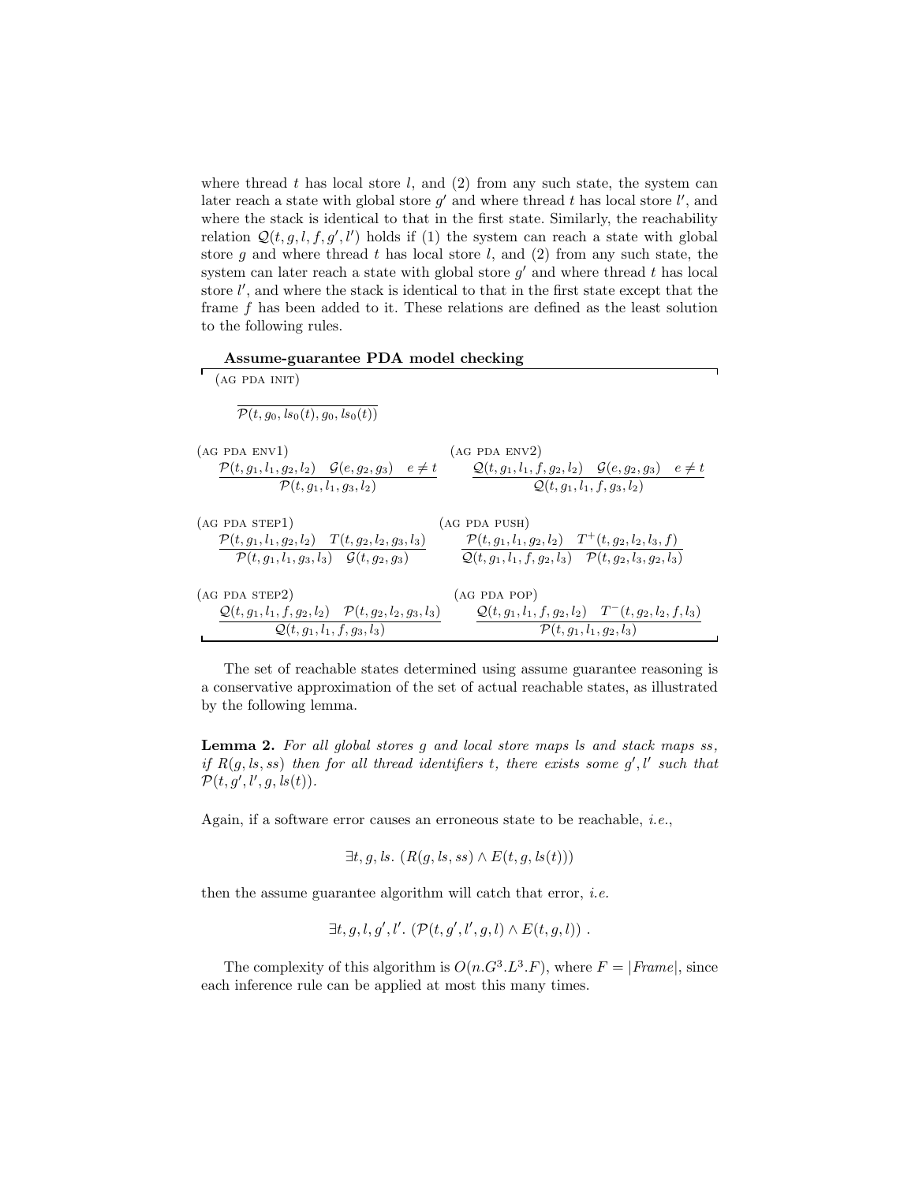where thread $t$ has local store $l$, and (2) from any such state, the system can later reach a state with global store $g'$ and where thread $t$ has local store $l'$, and where the stack is identical to that in the first state. Similarly, the reachability relation $\mathcal{Q}(t, g, l, f, g', l')$ holds if (1) the system can reach a state with global store $g$ and where thread $t$ has local store $l$, and (2) from any such state, the system can later reach a state with global store $g'$ and where thread $t$ has local store $l'$, and where the stack is identical to that in the first state except that the frame $f$ has been added to it. These relations are defined as the least solution to the following rules.

**Assume-guarantee PDA model checking**

(AG PDA INIT)

$$\frac{}{\mathcal{P}(t, g_0, ls_0(t), g_0, ls_0(t))}$$

(AG PDA ENV1)

$$\frac{\mathcal{P}(t, g_1, l_1, g_2, l_2) \quad \mathcal{G}(e, g_2, g_3) \quad e \neq t}{\mathcal{P}(t, g_1, l_1, g_3, l_2)}$$

(AG PDA ENV2)

$$\frac{\mathcal{Q}(t, g_1, l_1, f, g_2, l_2) \quad \mathcal{G}(e, g_2, g_3) \quad e \neq t}{\mathcal{Q}(t, g_1, l_1, f, g_3, l_2)}$$

(AG PDA STEP1)

$$\frac{\mathcal{P}(t, g_1, l_1, g_2, l_2) \quad T(t, g_2, l_2, g_3, l_3)}{\mathcal{P}(t, g_1, l_1, g_3, l_3) \quad \mathcal{G}(t, g_2, g_3)}$$

(AG PDA PUSH)

$$\frac{\mathcal{P}(t, g_1, l_1, g_2, l_2) \quad T^+(t, g_2, l_2, l_3, f)}{\mathcal{Q}(t, g_1, l_1, f, g_2, l_3) \quad \mathcal{P}(t, g_2, l_3, g_2, l_3)}$$

(AG PDA STEP2)

$$\frac{\mathcal{Q}(t, g_1, l_1, f, g_2, l_2) \quad \mathcal{P}(t, g_2, l_2, g_3, l_3)}{\mathcal{Q}(t, g_1, l_1, f, g_3, l_3)}$$

(AG PDA POP)

$$\frac{\mathcal{Q}(t, g_1, l_1, f, g_2, l_2) \quad T^-(t, g_2, l_2, f, l_3)}{\mathcal{P}(t, g_1, l_1, g_2, l_3)}$$

The set of reachable states determined using assume guarantee reasoning is a conservative approximation of the set of actual reachable states, as illustrated by the following lemma.

**Lemma 2.** *For all global stores $g$ and local store maps $ls$ and stack maps $ss$, if $R(g, ls, ss)$ then for all thread identifiers $t$, there exists some $g', l'$ such that $\mathcal{P}(t, g', l', g, ls(t))$.*

Again, if a software error causes an erroneous state to be reachable, *i.e.*,

$$\exists t, g, ls.\ (R(g, ls, ss) \wedge E(t, g, ls(t)))$$

then the assume guarantee algorithm will catch that error, *i.e.*

$$\exists t, g, l, g', l'.\ (\mathcal{P}(t, g', l', g, l) \wedge E(t, g, l))\ .$$

The complexity of this algorithm is $O(n.G^3.L^3.F)$, where $F = |Frame|$, since each inference rule can be applied at most this many times.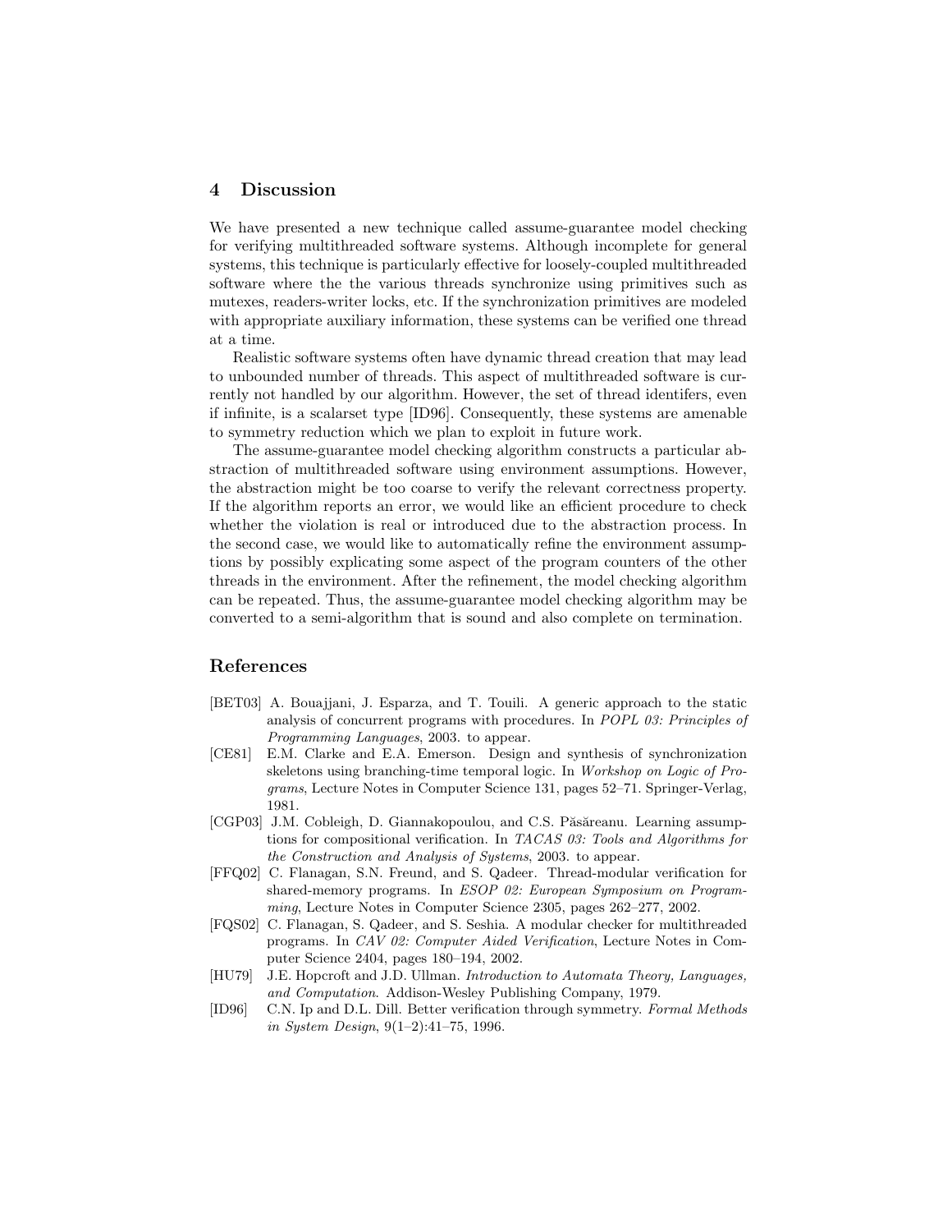## 4 Discussion

We have presented a new technique called assume-guarantee model checking for verifying multithreaded software systems. Although incomplete for general systems, this technique is particularly effective for loosely-coupled multithreaded software where the the various threads synchronize using primitives such as mutexes, readers-writer locks, etc. If the synchronization primitives are modeled with appropriate auxiliary information, these systems can be verified one thread at a time.

Realistic software systems often have dynamic thread creation that may lead to unbounded number of threads. This aspect of multithreaded software is currently not handled by our algorithm. However, the set of thread identifers, even if infinite, is a scalarset type [ID96]. Consequently, these systems are amenable to symmetry reduction which we plan to exploit in future work.

The assume-guarantee model checking algorithm constructs a particular abstraction of multithreaded software using environment assumptions. However, the abstraction might be too coarse to verify the relevant correctness property. If the algorithm reports an error, we would like an efficient procedure to check whether the violation is real or introduced due to the abstraction process. In the second case, we would like to automatically refine the environment assumptions by possibly explicating some aspect of the program counters of the other threads in the environment. After the refinement, the model checking algorithm can be repeated. Thus, the assume-guarantee model checking algorithm may be converted to a semi-algorithm that is sound and also complete on termination.

## References

- [BET03] A. Bouajjani, J. Esparza, and T. Touili. A generic approach to the static analysis of concurrent programs with procedures. In *POPL 03: Principles of Programming Languages*, 2003. to appear.
- [CE81] E.M. Clarke and E.A. Emerson. Design and synthesis of synchronization skeletons using branching-time temporal logic. In *Workshop on Logic of Programs*, Lecture Notes in Computer Science 131, pages 52–71. Springer-Verlag, 1981.
- [CGP03] J.M. Cobleigh, D. Giannakopoulou, and C.S. Păsăreanu. Learning assumptions for compositional verification. In *TACAS 03: Tools and Algorithms for the Construction and Analysis of Systems*, 2003. to appear.
- [FFQ02] C. Flanagan, S.N. Freund, and S. Qadeer. Thread-modular verification for shared-memory programs. In *ESOP 02: European Symposium on Programming*, Lecture Notes in Computer Science 2305, pages 262–277, 2002.
- [FQS02] C. Flanagan, S. Qadeer, and S. Seshia. A modular checker for multithreaded programs. In *CAV 02: Computer Aided Verification*, Lecture Notes in Computer Science 2404, pages 180–194, 2002.
- [HU79] J.E. Hopcroft and J.D. Ullman. *Introduction to Automata Theory, Languages, and Computation*. Addison-Wesley Publishing Company, 1979.
- [ID96] C.N. Ip and D.L. Dill. Better verification through symmetry. *Formal Methods in System Design*, 9(1–2):41–75, 1996.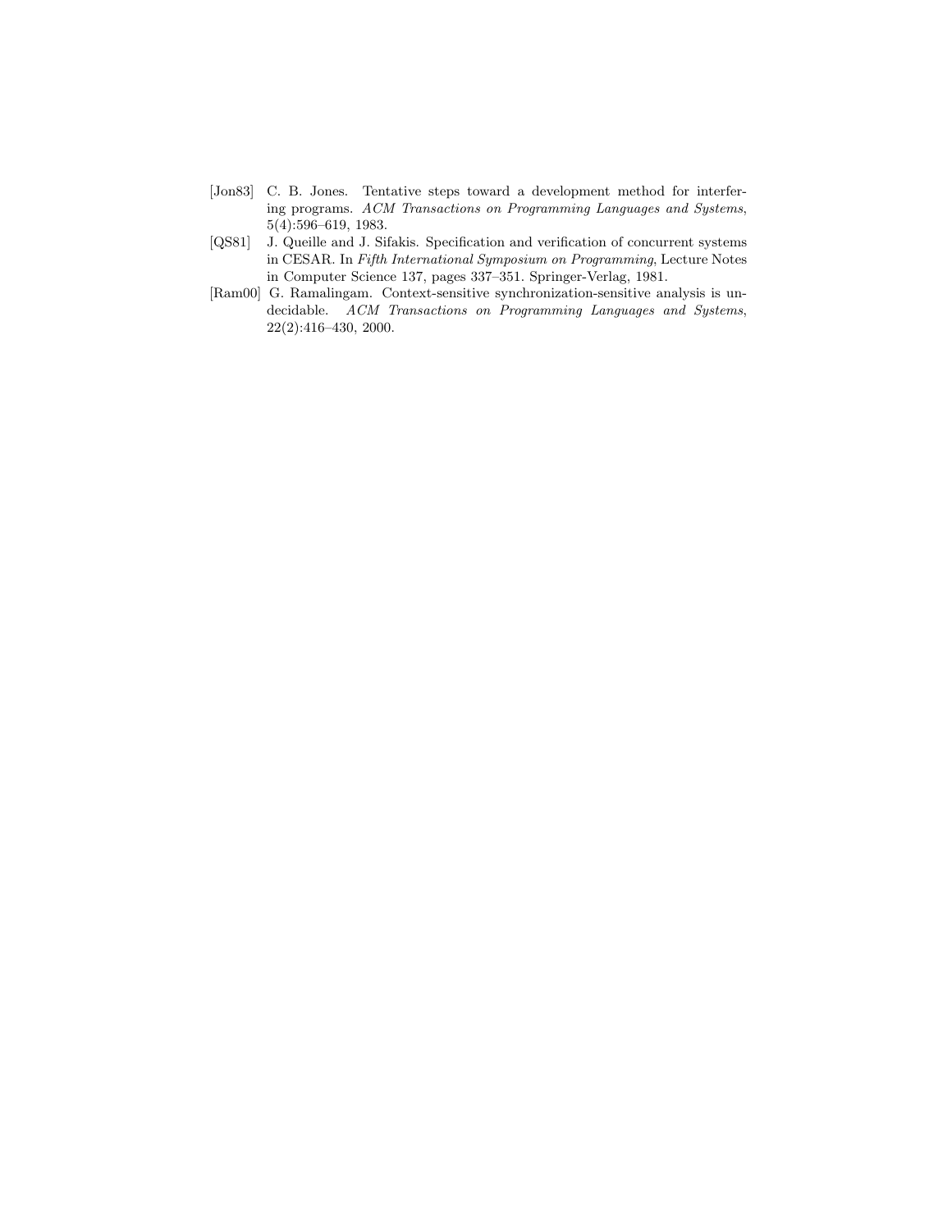[Jon83] C. B. Jones. Tentative steps toward a development method for interfering programs. *ACM Transactions on Programming Languages and Systems*, 5(4):596–619, 1983.

[QS81] J. Queille and J. Sifakis. Specification and verification of concurrent systems in CESAR. In *Fifth International Symposium on Programming*, Lecture Notes in Computer Science 137, pages 337–351. Springer-Verlag, 1981.

[Ram00] G. Ramalingam. Context-sensitive synchronization-sensitive analysis is undecidable. *ACM Transactions on Programming Languages and Systems*, 22(2):416–430, 2000.